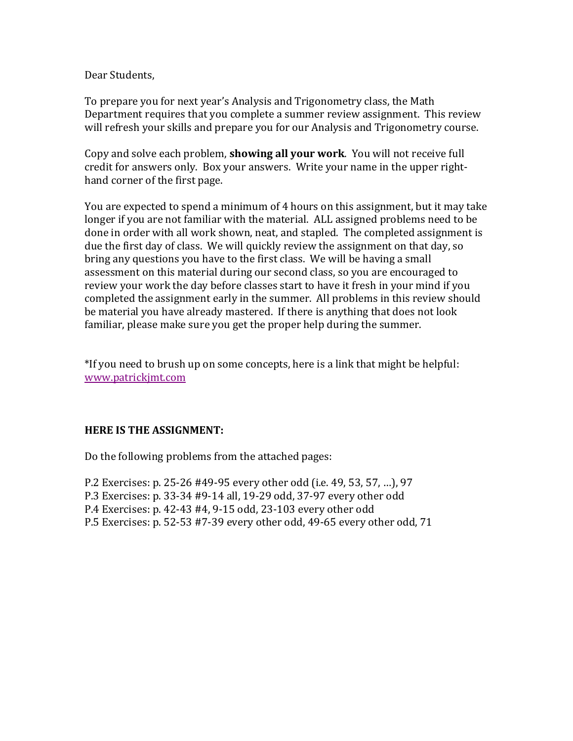Dear Students,

To prepare you for next year's Analysis and Trigonometry class, the Math Department requires that you complete a summer review assignment. This review will refresh your skills and prepare you for our Analysis and Trigonometry course.

Copy and solve each problem, **showing all your work**. You will not receive full credit for answers only. Box your answers. Write your name in the upper right-hand corner of the first page.

You are expected to spend a minimum of 4 hours on this assignment, but it may take longer if you are not familiar with the material. ALL assigned problems need to be done in order with all work shown, neat, and stapled. The completed assignment is due the first day of class. We will quickly review the assignment on that day, so bring any questions you have to the first class. We will be having a small assessment on this material during our second class, so you are encouraged to review your work the day before classes start to have it fresh in your mind if you completed the assignment early in the summer. All problems in this review should be material you have already mastered. If there is anything that does not look familiar, please make sure you get the proper help during the summer.

*If you need to brush up on some concepts, here is a link that might be helpful: [www.patrickjmt.com](http://www.patrickjmt.com)

**HERE IS THE ASSIGNMENT:**

Do the following problems from the attached pages:

P.2 Exercises: p. 25-26 #49-95 every other odd (i.e. 49, 53, 57, …), 97
P.3 Exercises: p. 33-34 #9-14 all, 19-29 odd, 37-97 every other odd
P.4 Exercises: p. 42-43 #4, 9-15 odd, 23-103 every other odd
P.5 Exercises: p. 52-53 #7-39 every other odd, 49-65 every other odd, 71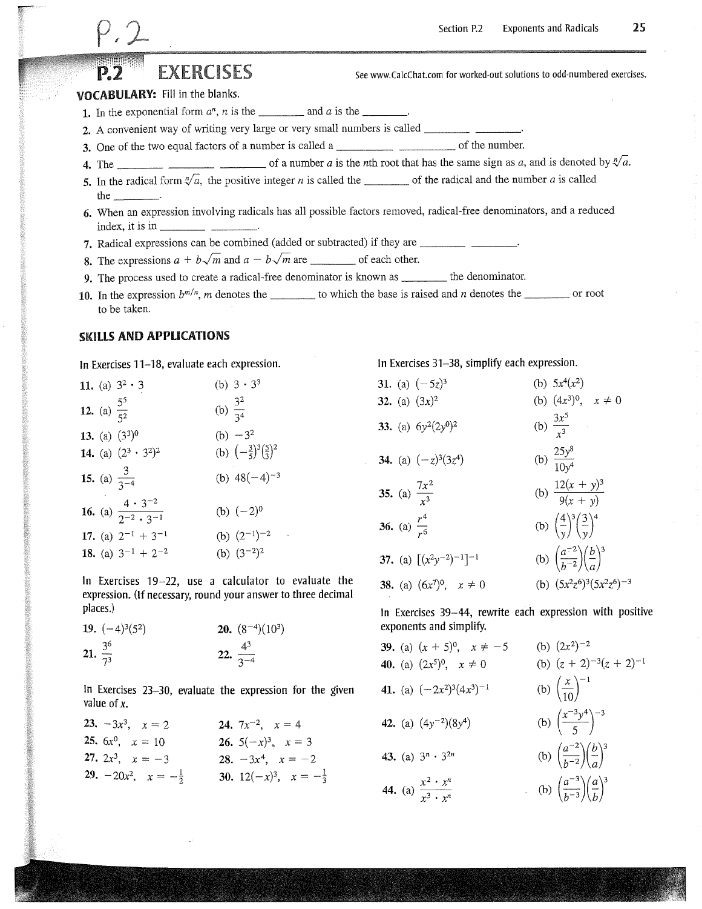P.2

## P.2 EXERCISES

See www.CalcChat.com for worked-out solutions to odd-numbered exercises.

### VOCABULARY: Fill in the blanks.

1. In the exponential form $a^n$, $n$ is the ________ and $a$ is the ________.
2. A convenient way of writing very large or very small numbers is called ________ ________.
3. One of the two equal factors of a number is called a ________ ________ of the number.
4. The ________ ________ ________ of a number $a$ is the $n$th root that has the same sign as $a$, and is denoted by $\sqrt[n]{a}$.
5. In the radical form $\sqrt[n]{a}$, the positive integer $n$ is called the ________ of the radical and the number $a$ is called the ________.
6. When an expression involving radicals has all possible factors removed, radical-free denominators, and a reduced index, it is in ________ ________.
7. Radical expressions can be combined (added or subtracted) if they are ________ ________.
8. The expressions $a + b\sqrt{m}$ and $a - b\sqrt{m}$ are ________ of each other.
9. The process used to create a radical-free denominator is known as ________ the denominator.
10. In the expression $b^{m/n}$, $m$ denotes the ________ to which the base is raised and $n$ denotes the ________ or root to be taken.

### SKILLS AND APPLICATIONS

In Exercises 11–18, evaluate each expression.

11. (a) $3^2 \cdot 3$ (b) $3 \cdot 3^3$
12. (a) $\dfrac{5^5}{5^2}$ (b) $\dfrac{3^2}{3^4}$
13. (a) $(3^3)^0$ (b) $-3^2$
14. (a) $(2^3 \cdot 3^2)^2$ (b) $\left(-\frac{3}{5}\right)^3\left(\frac{5}{3}\right)^2$
15. (a) $\dfrac{3}{3^{-4}}$ (b) $48(-4)^{-3}$
16. (a) $\dfrac{4 \cdot 3^{-2}}{2^{-2} \cdot 3^{-1}}$ (b) $(-2)^0$
17. (a) $2^{-1} + 3^{-1}$ (b) $(2^{-1})^{-2}$
18. (a) $3^{-1} + 2^{-2}$ (b) $(3^{-2})^2$

In Exercises 19–22, use a calculator to evaluate the expression. (If necessary, round your answer to three decimal places.)

19. $(-4)^3(5^2)$
20. $(8^{-4})(10^3)$
21. $\dfrac{3^6}{7^3}$
22. $\dfrac{4^3}{3^{-4}}$

In Exercises 23–30, evaluate the expression for the given value of $x$.

23. $-3x^3,\ x = 2$
24. $7x^{-2},\ x = 4$
25. $6x^0,\ x = 10$
26. $5(-x)^3,\ x = 3$
27. $2x^3,\ x = -3$
28. $-3x^4,\ x = -2$
29. $-20x^2,\ x = -\frac{1}{2}$
30. $12(-x)^3,\ x = -\frac{1}{3}$

In Exercises 31–38, simplify each expression.

31. (a) $(-5z)^3$ (b) $5x^4(x^2)$
32. (a) $(3x)^2$ (b) $(4x^3)^0,\ x \neq 0$
33. (a) $6y^2(2y^0)^2$ (b) $\dfrac{3x^5}{x^3}$
34. (a) $(-z)^3(3z^4)$ (b) $\dfrac{25y^8}{10y^4}$
35. (a) $\dfrac{7x^2}{x^3}$ (b) $\dfrac{12(x+y)^3}{9(x+y)}$
36. (a) $\dfrac{r^4}{r^6}$ (b) $\left(\dfrac{4}{y}\right)^3\left(\dfrac{3}{y}\right)^4$
37. (a) $[(x^2y^{-2})^{-1}]^{-1}$ (b) $\left(\dfrac{a^{-2}}{b^{-2}}\right)\left(\dfrac{b}{a}\right)^3$
38. (a) $(6x^7)^0,\ x \neq 0$ (b) $(5x^2z^6)^3(5x^2z^6)^{-3}$

In Exercises 39–44, rewrite each expression with positive exponents and simplify.

39. (a) $(x+5)^0,\ x \neq -5$ (b) $(2x^2)^{-2}$
40. (a) $(2x^5)^0,\ x \neq 0$ (b) $(z+2)^{-3}(z+2)^{-1}$
41. (a) $(-2x^2)^3(4x^3)^{-1}$ (b) $\left(\dfrac{x}{10}\right)^{-1}$
42. (a) $(4y^{-2})(8y^4)$ (b) $\left(\dfrac{x^{-3}y^4}{5}\right)^{-3}$
43. (a) $3^n \cdot 3^{2n}$ (b) $\left(\dfrac{a^{-2}}{b^{-2}}\right)\left(\dfrac{b}{a}\right)^3$
44. (a) $\dfrac{x^2 \cdot x^n}{x^3 \cdot x^n}$ (b) $\left(\dfrac{a^{-3}}{b^{-3}}\right)\left(\dfrac{a}{b}\right)^3$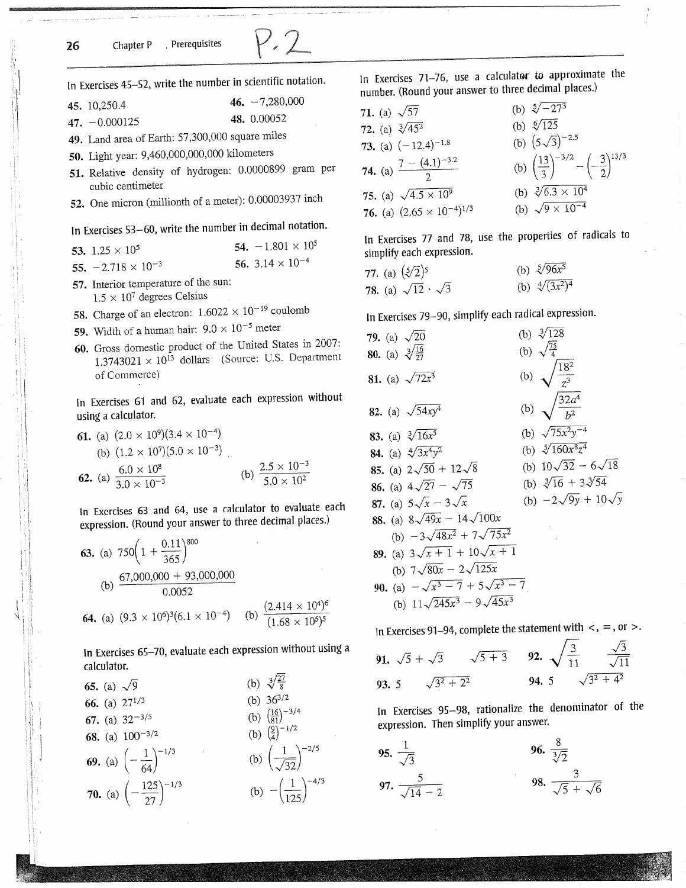In Exercises 45–52, write the number in scientific notation.

45. 10,250.4

46. −7,280,000

47. −0.000125

48. 0.00052

49. Land area of Earth: 57,300,000 square miles

50. Light year: 9,460,000,000,000 kilometers

51. Relative density of hydrogen: 0.0000899 gram per cubic centimeter

52. One micron (millionth of a meter): 0.00003937 inch

In Exercises 53–60, write the number in decimal notation.

53. $1.25 \times 10^5$

54. $-1.801 \times 10^5$

55. $-2.718 \times 10^{-3}$

56. $3.14 \times 10^{-4}$

57. Interior temperature of the sun: $1.5 \times 10^7$ degrees Celsius

58. Charge of an electron: $1.6022 \times 10^{-19}$ coulomb

59. Width of a human hair: $9.0 \times 10^{-5}$ meter

60. Gross domestic product of the United States in 2007: $1.3743021 \times 10^{13}$ dollars (Source: U.S. Department of Commerce)

In Exercises 61 and 62, evaluate each expression without using a calculator.

61. (a) $(2.0 \times 10^9)(3.4 \times 10^{-4})$
(b) $(1.2 \times 10^7)(5.0 \times 10^{-3})$

62. (a) $\dfrac{6.0 \times 10^8}{3.0 \times 10^{-3}}$ (b) $\dfrac{2.5 \times 10^{-3}}{5.0 \times 10^2}$

In Exercises 63 and 64, use a calculator to evaluate each expression. (Round your answer to three decimal places.)

63. (a) $750\left(1 + \dfrac{0.11}{365}\right)^{800}$
(b) $\dfrac{67{,}000{,}000 + 93{,}000{,}000}{0.0052}$

64. (a) $(9.3 \times 10^6)^3(6.1 \times 10^{-4})$ (b) $\dfrac{(2.414 \times 10^4)^6}{(1.68 \times 10^5)^5}$

In Exercises 65–70, evaluate each expression without using a calculator.

65. (a) $\sqrt{9}$ (b) $\sqrt[3]{\frac{27}{8}}$

66. (a) $27^{1/3}$ (b) $36^{3/2}$

67. (a) $32^{-3/5}$ (b) $\left(\frac{16}{81}\right)^{-3/4}$

68. (a) $100^{-3/2}$ (b) $\left(\frac{9}{4}\right)^{-1/2}$

69. (a) $\left(-\dfrac{1}{64}\right)^{-1/3}$ (b) $\left(\dfrac{1}{\sqrt{32}}\right)^{-2/5}$

70. (a) $\left(-\dfrac{125}{27}\right)^{-1/3}$ (b) $-\left(\dfrac{1}{125}\right)^{-4/3}$

In Exercises 71–76, use a calculator to approximate the number. (Round your answer to three decimal places.)

71. (a) $\sqrt{57}$ (b) $\sqrt[5]{-27^3}$

72. (a) $\sqrt[3]{45^2}$ (b) $\sqrt[6]{125}$

73. (a) $(-12.4)^{-1.8}$ (b) $(5\sqrt{3})^{-2.5}$

74. (a) $\dfrac{7 - (4.1)^{-3.2}}{2}$ (b) $\left(\dfrac{13}{3}\right)^{-3/2} - \left(-\dfrac{3}{2}\right)^{13/3}$

75. (a) $\sqrt{4.5 \times 10^9}$ (b) $\sqrt[3]{6.3 \times 10^4}$

76. (a) $(2.65 \times 10^{-4})^{1/3}$ (b) $\sqrt{9 \times 10^{-4}}$

In Exercises 77 and 78, use the properties of radicals to simplify each expression.

77. (a) $(\sqrt[5]{2})^5$ (b) $\sqrt[5]{96x^5}$

78. (a) $\sqrt{12} \cdot \sqrt{3}$ (b) $\sqrt[4]{(3x^2)^4}$

In Exercises 79–90, simplify each radical expression.

79. (a) $\sqrt{20}$ (b) $\sqrt[3]{128}$

80. (a) $\sqrt[3]{\frac{16}{27}}$ (b) $\sqrt{\frac{75}{4}}$

81. (a) $\sqrt{72x^3}$ (b) $\sqrt{\dfrac{18^2}{z^3}}$

82. (a) $\sqrt{54xy^4}$ (b) $\sqrt{\dfrac{32a^4}{b^2}}$

83. (a) $\sqrt[3]{16x^5}$ (b) $\sqrt{75x^2y^{-4}}$

84. (a) $\sqrt[4]{3x^4y^2}$ (b) $\sqrt[5]{160x^8z^4}$

85. (a) $2\sqrt{50} + 12\sqrt{8}$ (b) $10\sqrt{32} - 6\sqrt{18}$

86. (a) $4\sqrt{27} - \sqrt{75}$ (b) $\sqrt[3]{16} + 3\sqrt[3]{54}$

87. (a) $5\sqrt{x} - 3\sqrt{x}$ (b) $-2\sqrt{9y} + 10\sqrt{y}$

88. (a) $8\sqrt{49x} - 14\sqrt{100x}$
(b) $-3\sqrt{48x^2} + 7\sqrt{75x^2}$

89. (a) $3\sqrt{x+1} + 10\sqrt{x+1}$
(b) $7\sqrt{80x} - 2\sqrt{125x}$

90. (a) $-\sqrt{x^3 - 7} + 5\sqrt{x^3 - 7}$
(b) $11\sqrt{245x^3} - 9\sqrt{45x^3}$

In Exercises 91–94, complete the statement with <, =, or >.

91. $\sqrt{5} + \sqrt{3}$ $\quad$ $\sqrt{5 + 3}$

92. $\sqrt{\dfrac{3}{11}}$ $\quad$ $\dfrac{\sqrt{3}}{\sqrt{11}}$

93. $5$ $\quad$ $\sqrt{3^2 + 2^2}$

94. $5$ $\quad$ $\sqrt{3^2 + 4^2}$

In Exercises 95–98, rationalize the denominator of the expression. Then simplify your answer.

95. $\dfrac{1}{\sqrt{3}}$

96. $\dfrac{8}{\sqrt[3]{2}}$

97. $\dfrac{5}{\sqrt{14} - 2}$

98. $\dfrac{3}{\sqrt{5} + \sqrt{6}}$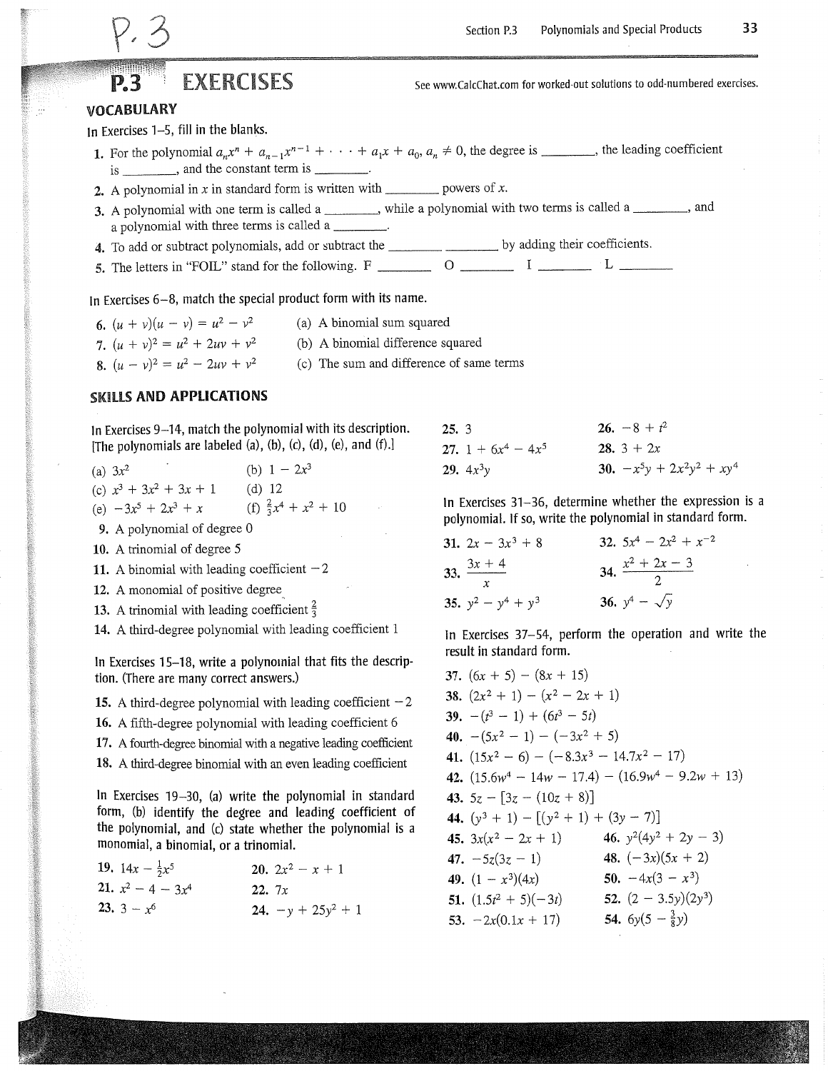P.3

# P.3 EXERCISES

See www.CalcChat.com for worked-out solutions to odd-numbered exercises.

## VOCABULARY

In Exercises 1–5, fill in the blanks.

1. For the polynomial $a_nx^n + a_{n-1}x^{n-1} + \cdots + a_1x + a_0$, $a_n \neq 0$, the degree is ________, the leading coefficient is ________, and the constant term is ________.
2. A polynomial in $x$ in standard form is written with ________ powers of $x$.
3. A polynomial with one term is called a ________, while a polynomial with two terms is called a ________, and a polynomial with three terms is called a ________.
4. To add or subtract polynomials, add or subtract the ________ ________ by adding their coefficients.
5. The letters in "FOIL" stand for the following. F ________ O ________ I ________ L ________

In Exercises 6–8, match the special product form with its name.

6. $(u + v)(u - v) = u^2 - v^2$
7. $(u + v)^2 = u^2 + 2uv + v^2$
8. $(u - v)^2 = u^2 - 2uv + v^2$

(a) A binomial sum squared
(b) A binomial difference squared
(c) The sum and difference of same terms

## SKILLS AND APPLICATIONS

In Exercises 9–14, match the polynomial with its description. [The polynomials are labeled (a), (b), (c), (d), (e), and (f).]

(a) $3x^2$
(b) $1 - 2x^3$
(c) $x^3 + 3x^2 + 3x + 1$
(d) $12$
(e) $-3x^5 + 2x^3 + x$
(f) $\frac{2}{3}x^4 + x^2 + 10$

9. A polynomial of degree 0
10. A trinomial of degree 5
11. A binomial with leading coefficient $-2$
12. A monomial of positive degree
13. A trinomial with leading coefficient $\frac{2}{3}$
14. A third-degree polynomial with leading coefficient 1

In Exercises 15–18, write a polynomial that fits the description. (There are many correct answers.)

15. A third-degree polynomial with leading coefficient $-2$
16. A fifth-degree polynomial with leading coefficient 6
17. A fourth-degree binomial with a negative leading coefficient
18. A third-degree binomial with an even leading coefficient

In Exercises 19–30, (a) write the polynomial in standard form, (b) identify the degree and leading coefficient of the polynomial, and (c) state whether the polynomial is a monomial, a binomial, or a trinomial.

19. $14x - \frac{1}{2}x^5$
20. $2x^2 - x + 1$
21. $x^2 - 4 - 3x^4$
22. $7x$
23. $3 - x^6$
24. $-y + 25y^2 + 1$
25. $3$
26. $-8 + t^2$
27. $1 + 6x^4 - 4x^5$
28. $3 + 2x$
29. $4x^3y$
30. $-x^5y + 2x^2y^2 + xy^4$

In Exercises 31–36, determine whether the expression is a polynomial. If so, write the polynomial in standard form.

31. $2x - 3x^3 + 8$
32. $5x^4 - 2x^2 + x^{-2}$
33. $\dfrac{3x + 4}{x}$
34. $\dfrac{x^2 + 2x - 3}{2}$
35. $y^2 - y^4 + y^3$
36. $y^4 - \sqrt{y}$

In Exercises 37–54, perform the operation and write the result in standard form.

37. $(6x + 5) - (8x + 15)$
38. $(2x^2 + 1) - (x^2 - 2x + 1)$
39. $-(t^3 - 1) + (6t^3 - 5t)$
40. $-(5x^2 - 1) - (-3x^2 + 5)$
41. $(15x^2 - 6) - (-8.3x^3 - 14.7x^2 - 17)$
42. $(15.6w^4 - 14w - 17.4) - (16.9w^4 - 9.2w + 13)$
43. $5z - [3z - (10z + 8)]$
44. $(y^3 + 1) - [(y^2 + 1) + (3y - 7)]$
45. $3x(x^2 - 2x + 1)$
46. $y^2(4y^2 + 2y - 3)$
47. $-5z(3z - 1)$
48. $(-3x)(5x + 2)$
49. $(1 - x^3)(4x)$
50. $-4x(3 - x^3)$
51. $(1.5t^2 + 5)(-3t)$
52. $(2 - 3.5y)(2y^3)$
53. $-2x(0.1x + 17)$
54. $6y(5 - \frac{3}{8}y)$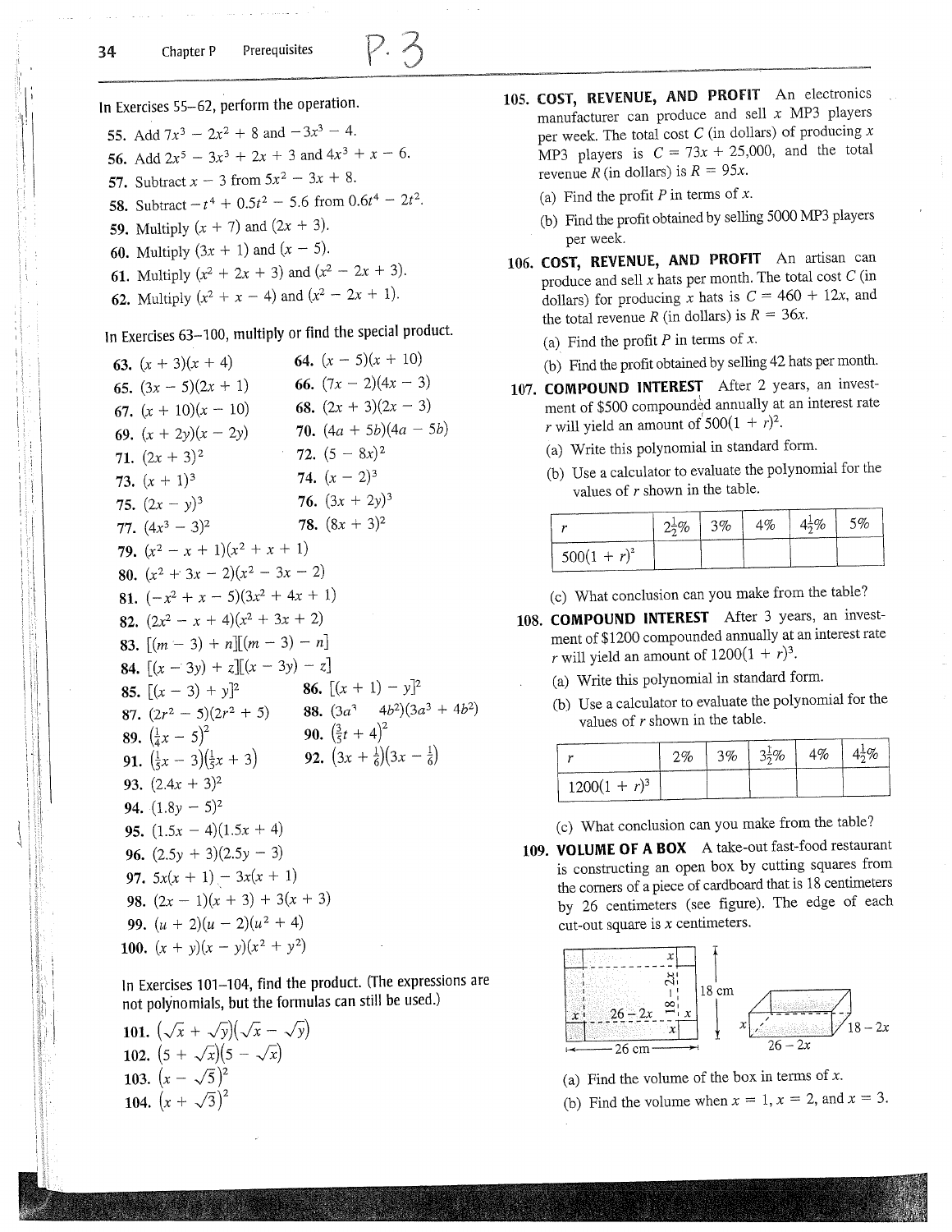In Exercises 55–62, perform the operation.

55. Add $7x^3 - 2x^2 + 8$ and $-3x^3 - 4$.
56. Add $2x^5 - 3x^3 + 2x + 3$ and $4x^3 + x - 6$.
57. Subtract $x - 3$ from $5x^2 - 3x + 8$.
58. Subtract $-t^4 + 0.5t^2 - 5.6$ from $0.6t^4 - 2t^2$.
59. Multiply $(x + 7)$ and $(2x + 3)$.
60. Multiply $(3x + 1)$ and $(x - 5)$.
61. Multiply $(x^2 + 2x + 3)$ and $(x^2 - 2x + 3)$.
62. Multiply $(x^2 + x - 4)$ and $(x^2 - 2x + 1)$.

In Exercises 63–100, multiply or find the special product.

63. $(x + 3)(x + 4)$
64. $(x - 5)(x + 10)$
65. $(3x - 5)(2x + 1)$
66. $(7x - 2)(4x - 3)$
67. $(x + 10)(x - 10)$
68. $(2x + 3)(2x - 3)$
69. $(x + 2y)(x - 2y)$
70. $(4a + 5b)(4a - 5b)$
71. $(2x + 3)^2$
72. $(5 - 8x)^2$
73. $(x + 1)^3$
74. $(x - 2)^3$
75. $(2x - y)^3$
76. $(3x + 2y)^3$
77. $(4x^3 - 3)^2$
78. $(8x + 3)^2$
79. $(x^2 - x + 1)(x^2 + x + 1)$
80. $(x^2 + 3x - 2)(x^2 - 3x - 2)$
81. $(-x^2 + x - 5)(3x^2 + 4x + 1)$
82. $(2x^2 - x + 4)(x^2 + 3x + 2)$
83. $[(m - 3) + n][(m - 3) - n]$
84. $[(x - 3y) + z][(x - 3y) - z]$
85. $[(x - 3) + y]^2$
86. $[(x + 1) - y]^2$
87. $(2r^2 - 5)(2r^2 + 5)$
88. $(3a^3 - 4b^2)(3a^3 + 4b^2)$
89. $\left(\frac{1}{4}x - 5\right)^2$
90. $\left(\frac{3}{5}t + 4\right)^2$
91. $\left(\frac{1}{5}x - 3\right)\left(\frac{1}{5}x + 3\right)$
92. $\left(3x + \frac{1}{6}\right)\left(3x - \frac{1}{6}\right)$
93. $(2.4x + 3)^2$
94. $(1.8y - 5)^2$
95. $(1.5x - 4)(1.5x + 4)$
96. $(2.5y + 3)(2.5y - 3)$
97. $5x(x + 1) - 3x(x + 1)$
98. $(2x - 1)(x + 3) + 3(x + 3)$
99. $(u + 2)(u - 2)(u^2 + 4)$
100. $(x + y)(x - y)(x^2 + y^2)$

In Exercises 101–104, find the product. (The expressions are not polynomials, but the formulas can still be used.)

101. $(\sqrt{x} + \sqrt{y})(\sqrt{x} - \sqrt{y})$
102. $(5 + \sqrt{x})(5 - \sqrt{x})$
103. $(x - \sqrt{5})^2$
104. $(x + \sqrt{3})^2$

105. **COST, REVENUE, AND PROFIT** An electronics manufacturer can produce and sell $x$ MP3 players per week. The total cost $C$ (in dollars) of producing $x$ MP3 players is $C = 73x + 25{,}000$, and the total revenue $R$ (in dollars) is $R = 95x$.
    (a) Find the profit $P$ in terms of $x$.
    (b) Find the profit obtained by selling 5000 MP3 players per week.

106. **COST, REVENUE, AND PROFIT** An artisan can produce and sell $x$ hats per month. The total cost $C$ (in dollars) for producing $x$ hats is $C = 460 + 12x$, and the total revenue $R$ (in dollars) is $R = 36x$.
    (a) Find the profit $P$ in terms of $x$.
    (b) Find the profit obtained by selling 42 hats per month.

107. **COMPOUND INTEREST** After 2 years, an investment of \$500 compounded annually at an interest rate $r$ will yield an amount of $500(1 + r)^2$.
    (a) Write this polynomial in standard form.
    (b) Use a calculator to evaluate the polynomial for the values of $r$ shown in the table.

| $r$ | $2\frac{1}{2}\%$ | $3\%$ | $4\%$ | $4\frac{1}{2}\%$ | $5\%$ |
|---|---|---|---|---|---|
| $500(1 + r)^2$ | | | | | |

    (c) What conclusion can you make from the table?

108. **COMPOUND INTEREST** After 3 years, an investment of \$1200 compounded annually at an interest rate $r$ will yield an amount of $1200(1 + r)^3$.
    (a) Write this polynomial in standard form.
    (b) Use a calculator to evaluate the polynomial for the values of $r$ shown in the table.

| $r$ | $2\%$ | $3\%$ | $3\frac{1}{2}\%$ | $4\%$ | $4\frac{1}{2}\%$ |
|---|---|---|---|---|---|
| $1200(1 + r)^3$ | | | | | |

    (c) What conclusion can you make from the table?

109. **VOLUME OF A BOX** A take-out fast-food restaurant is constructing an open box by cutting squares from the corners of a piece of cardboard that is 18 centimeters by 26 centimeters (see figure). The edge of each cut-out square is $x$ centimeters.

    (a) Find the volume of the box in terms of $x$.
    (b) Find the volume when $x = 1$, $x = 2$, and $x = 3$.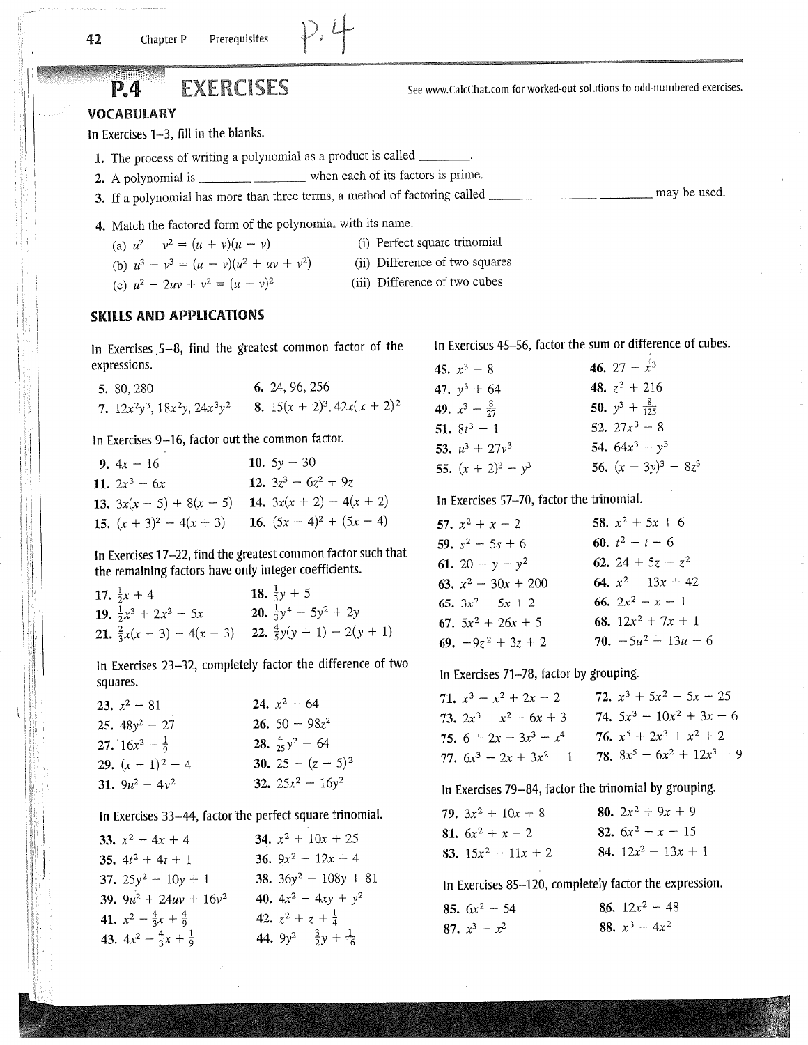# P.4 EXERCISES

See www.CalcChat.com for worked-out solutions to odd-numbered exercises.

## VOCABULARY

In Exercises 1–3, fill in the blanks.

1. The process of writing a polynomial as a product is called ________.
2. A polynomial is ________ ________ when each of its factors is prime.
3. If a polynomial has more than three terms, a method of factoring called ________ ________ ________ may be used.
4. Match the factored form of the polynomial with its name.
   (a) $u^2 - v^2 = (u + v)(u - v)$ (i) Perfect square trinomial
   (b) $u^3 - v^3 = (u - v)(u^2 + uv + v^2)$ (ii) Difference of two squares
   (c) $u^2 - 2uv + v^2 = (u - v)^2$ (iii) Difference of two cubes

## SKILLS AND APPLICATIONS

In Exercises 5–8, find the greatest common factor of the expressions.

5. 80, 280
6. 24, 96, 256
7. $12x^2y^3, 18x^2y, 24x^3y^2$
8. $15(x + 2)^3, 42x(x + 2)^2$

In Exercises 9–16, factor out the common factor.

9. $4x + 16$
10. $5y - 30$
11. $2x^3 - 6x$
12. $3z^3 - 6z^2 + 9z$
13. $3x(x - 5) + 8(x - 5)$
14. $3x(x + 2) - 4(x + 2)$
15. $(x + 3)^2 - 4(x + 3)$
16. $(5x - 4)^2 + (5x - 4)$

In Exercises 17–22, find the greatest common factor such that the remaining factors have only integer coefficients.

17. $\frac{1}{2}x + 4$
18. $\frac{1}{3}y + 5$
19. $\frac{1}{2}x^3 + 2x^2 - 5x$
20. $\frac{1}{3}y^4 - 5y^2 + 2y$
21. $\frac{2}{3}x(x - 3) - 4(x - 3)$
22. $\frac{4}{5}y(y + 1) - 2(y + 1)$

In Exercises 23–32, completely factor the difference of two squares.

23. $x^2 - 81$
24. $x^2 - 64$
25. $48y^2 - 27$
26. $50 - 98z^2$
27. $16x^2 - \frac{1}{9}$
28. $\frac{4}{25}y^2 - 64$
29. $(x - 1)^2 - 4$
30. $25 - (z + 5)^2$
31. $9u^2 - 4v^2$
32. $25x^2 - 16y^2$

In Exercises 33–44, factor the perfect square trinomial.

33. $x^2 - 4x + 4$
34. $x^2 + 10x + 25$
35. $4t^2 + 4t + 1$
36. $9x^2 - 12x + 4$
37. $25y^2 - 10y + 1$
38. $36y^2 - 108y + 81$
39. $9u^2 + 24uv + 16v^2$
40. $4x^2 - 4xy + y^2$
41. $x^2 - \frac{4}{3}x + \frac{4}{9}$
42. $z^2 + z + \frac{1}{4}$
43. $4x^2 - \frac{4}{3}x + \frac{1}{9}$
44. $9y^2 - \frac{3}{2}y + \frac{1}{16}$

In Exercises 45–56, factor the sum or difference of cubes.

45. $x^3 - 8$
46. $27 - x^3$
47. $y^3 + 64$
48. $z^3 + 216$
49. $x^3 - \frac{8}{27}$
50. $y^3 + \frac{8}{125}$
51. $8t^3 - 1$
52. $27x^3 + 8$
53. $u^3 + 27v^3$
54. $64x^3 - y^3$
55. $(x + 2)^3 - y^3$
56. $(x - 3y)^3 - 8z^3$

In Exercises 57–70, factor the trinomial.

57. $x^2 + x - 2$
58. $x^2 + 5x + 6$
59. $s^2 - 5s + 6$
60. $t^2 - t - 6$
61. $20 - y - y^2$
62. $24 + 5z - z^2$
63. $x^2 - 30x + 200$
64. $x^2 - 13x + 42$
65. $3x^2 - 5x + 2$
66. $2x^2 - x - 1$
67. $5x^2 + 26x + 5$
68. $12x^2 + 7x + 1$
69. $-9z^2 + 3z + 2$
70. $-5u^2 - 13u + 6$

In Exercises 71–78, factor by grouping.

71. $x^3 - x^2 + 2x - 2$
72. $x^3 + 5x^2 - 5x - 25$
73. $2x^3 - x^2 - 6x + 3$
74. $5x^3 - 10x^2 + 3x - 6$
75. $6 + 2x - 3x^3 - x^4$
76. $x^5 + 2x^3 + x^2 + 2$
77. $6x^3 - 2x + 3x^2 - 1$
78. $8x^5 - 6x^2 + 12x^3 - 9$

In Exercises 79–84, factor the trinomial by grouping.

79. $3x^2 + 10x + 8$
80. $2x^2 + 9x + 9$
81. $6x^2 + x - 2$
82. $6x^2 - x - 15$
83. $15x^2 - 11x + 2$
84. $12x^2 - 13x + 1$

In Exercises 85–120, completely factor the expression.

85. $6x^2 - 54$
86. $12x^2 - 48$
87. $x^3 - x^2$
88. $x^3 - 4x^2$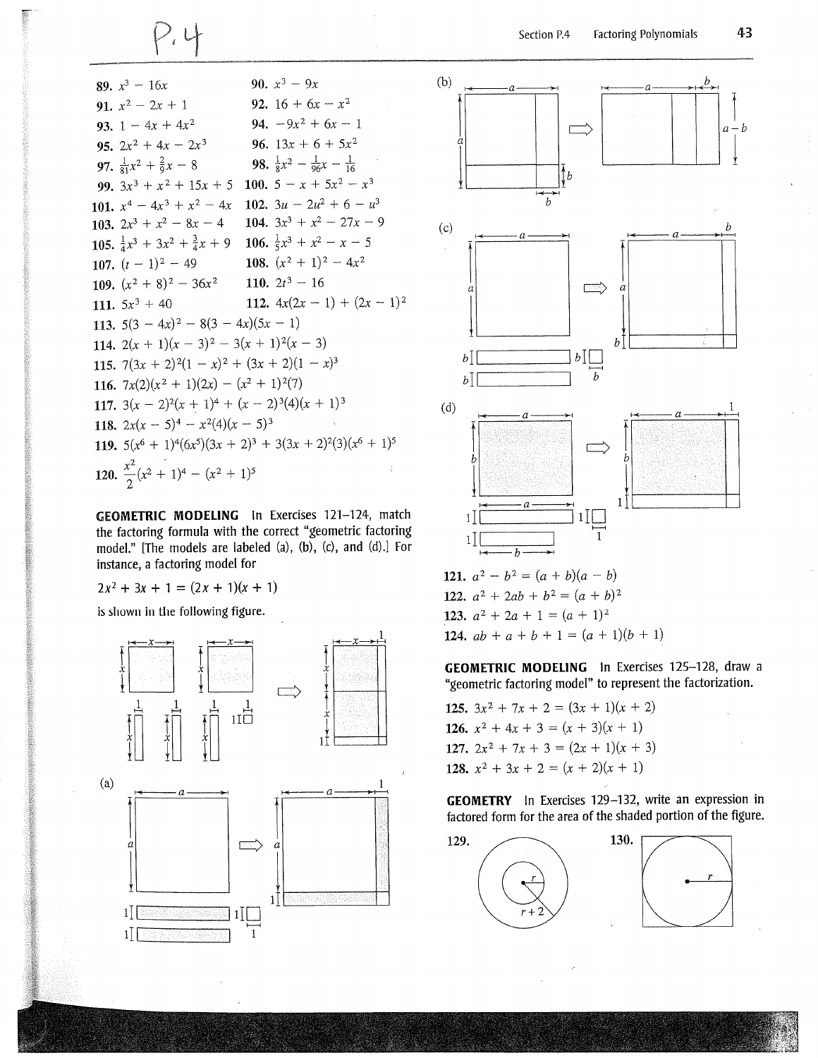89. $x^3 - 16x$

90. $x^3 - 9x$

91. $x^2 - 2x + 1$

92. $16 + 6x - x^2$

93. $1 - 4x + 4x^2$

94. $-9x^2 + 6x - 1$

95. $2x^2 + 4x - 2x^3$

96. $13x + 6 + 5x^2$

97. $\frac{1}{81}x^2 + \frac{2}{9}x - 8$

98. $\frac{1}{8}x^2 - \frac{1}{96}x - \frac{1}{16}$

99. $3x^3 + x^2 + 15x + 5$

100. $5 - x + 5x^2 - x^3$

101. $x^4 - 4x^3 + x^2 - 4x$

102. $3u - 2u^2 + 6 - u^3$

103. $2x^3 + x^2 - 8x - 4$

104. $3x^3 + x^2 - 27x - 9$

105. $\frac{1}{4}x^3 + 3x^2 + \frac{3}{4}x + 9$

106. $\frac{1}{5}x^3 + x^2 - x - 5$

107. $(t - 1)^2 - 49$

108. $(x^2 + 1)^2 - 4x^2$

109. $(x^2 + 8)^2 - 36x^2$

110. $2t^3 - 16$

111. $5x^3 + 40$

112. $4x(2x - 1) + (2x - 1)^2$

113. $5(3 - 4x)^2 - 8(3 - 4x)(5x - 1)$

114. $2(x + 1)(x - 3)^2 - 3(x + 1)^2(x - 3)$

115. $7(3x + 2)^2(1 - x)^2 + (3x + 2)(1 - x)^3$

116. $7x(2)(x^2 + 1)(2x) - (x^2 + 1)^2(7)$

117. $3(x - 2)^2(x + 1)^4 + (x - 2)^3(4)(x + 1)^3$

118. $2x(x - 5)^4 - x^2(4)(x - 5)^3$

119. $5(x^6 + 1)^4(6x^5)(3x + 2)^3 + 3(3x + 2)^2(3)(x^6 + 1)^5$

120. $\frac{x^2}{2}(x^2 + 1)^4 - (x^2 + 1)^5$

**GEOMETRIC MODELING** In Exercises 121–124, match the factoring formula with the correct "geometric factoring model." [The models are labeled (a), (b), (c), and (d).] For instance, a factoring model for

$$2x^2 + 3x + 1 = (2x + 1)(x + 1)$$

is shown in the following figure.

(a)

(b)

(c)

(d)

121. $a^2 - b^2 = (a + b)(a - b)$

122. $a^2 + 2ab + b^2 = (a + b)^2$

123. $a^2 + 2a + 1 = (a + 1)^2$

124. $ab + a + b + 1 = (a + 1)(b + 1)$

**GEOMETRIC MODELING** In Exercises 125–128, draw a "geometric factoring model" to represent the factorization.

125. $3x^2 + 7x + 2 = (3x + 1)(x + 2)$

126. $x^2 + 4x + 3 = (x + 3)(x + 1)$

127. $2x^2 + 7x + 3 = (2x + 1)(x + 3)$

128. $x^2 + 3x + 2 = (x + 2)(x + 1)$

**GEOMETRY** In Exercises 129–132, write an expression in factored form for the area of the shaded portion of the figure.

129.

130.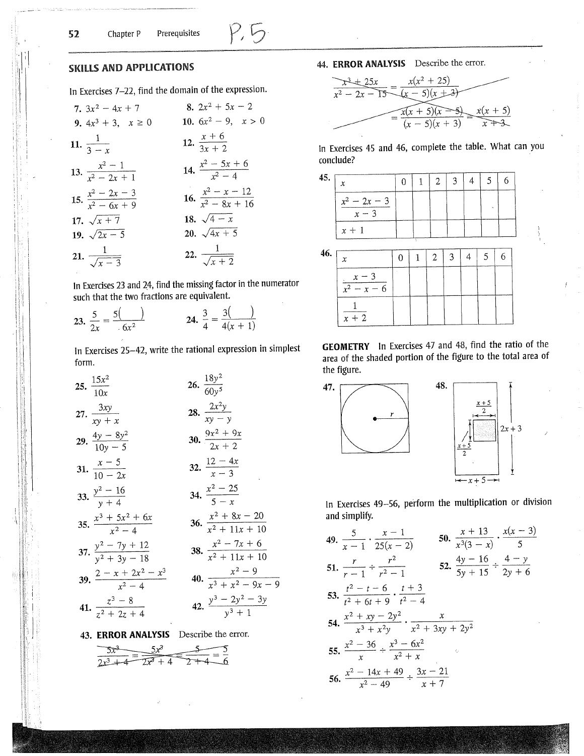P. 5

## SKILLS AND APPLICATIONS

In Exercises 7–22, find the domain of the expression.

7. $3x^2 - 4x + 7$

8. $2x^2 + 5x - 2$

9. $4x^3 + 3, \quad x \ge 0$

10. $6x^2 - 9, \quad x > 0$

11. $\dfrac{1}{3 - x}$

12. $\dfrac{x + 6}{3x + 2}$

13. $\dfrac{x^2 - 1}{x^2 - 2x + 1}$

14. $\dfrac{x^2 - 5x + 6}{x^2 - 4}$

15. $\dfrac{x^2 - 2x - 3}{x^2 - 6x + 9}$

16. $\dfrac{x^2 - x - 12}{x^2 - 8x + 16}$

17. $\sqrt{x + 7}$

18. $\sqrt{4 - x}$

19. $\sqrt{2x - 5}$

20. $\sqrt{4x + 5}$

21. $\dfrac{1}{\sqrt{x - 3}}$

22. $\dfrac{1}{\sqrt{x + 2}}$

In Exercises 23 and 24, find the missing factor in the numerator such that the two fractions are equivalent.

23. $\dfrac{5}{2x} = \dfrac{5(\quad)}{6x^2}$

24. $\dfrac{3}{4} = \dfrac{3(\quad)}{4(x + 1)}$

In Exercises 25–42, write the rational expression in simplest form.

25. $\dfrac{15x^2}{10x}$

26. $\dfrac{18y^2}{60y^5}$

27. $\dfrac{3xy}{xy + x}$

28. $\dfrac{2x^2y}{xy - y}$

29. $\dfrac{4y - 8y^2}{10y - 5}$

30. $\dfrac{9x^2 + 9x}{2x + 2}$

31. $\dfrac{x - 5}{10 - 2x}$

32. $\dfrac{12 - 4x}{x - 3}$

33. $\dfrac{y^2 - 16}{y + 4}$

34. $\dfrac{x^2 - 25}{5 - x}$

35. $\dfrac{x^3 + 5x^2 + 6x}{x^2 - 4}$

36. $\dfrac{x^2 + 8x - 20}{x^2 + 11x + 10}$

37. $\dfrac{y^2 - 7y + 12}{y^2 + 3y - 18}$

38. $\dfrac{x^2 - 7x + 6}{x^2 + 11x + 10}$

39. $\dfrac{2 - x + 2x^2 - x^3}{x^2 - 4}$

40. $\dfrac{x^2 - 9}{x^3 + x^2 - 9x - 9}$

41. $\dfrac{z^3 - 8}{z^2 + 2z + 4}$

42. $\dfrac{y^3 - 2y^2 - 3y}{y^3 + 1}$

43. **ERROR ANALYSIS** Describe the error.

$$\frac{5x^3}{2x^3 + 4} = \frac{5x^3}{2x^3 + 4} = \frac{5}{2 + 4} = \frac{5}{6}$$

44. **ERROR ANALYSIS** Describe the error.

$$\frac{x^3 + 25x}{x^2 - 2x - 15} = \frac{x(x^2 + 25)}{(x - 5)(x + 3)} = \frac{x(x + 5)(x - 5)}{(x - 5)(x + 3)} = \frac{x(x + 5)}{x + 3}$$

In Exercises 45 and 46, complete the table. What can you conclude?

45.

| $x$ | 0 | 1 | 2 | 3 | 4 | 5 | 6 |
|---|---|---|---|---|---|---|---|
| $\dfrac{x^2 - 2x - 3}{x - 3}$ | | | | | | | |
| $x + 1$ | | | | | | | |

46.

| $x$ | 0 | 1 | 2 | 3 | 4 | 5 | 6 |
|---|---|---|---|---|---|---|---|
| $\dfrac{x - 3}{x^2 - x - 6}$ | | | | | | | |
| $\dfrac{1}{x + 2}$ | | | | | | | |

**GEOMETRY** In Exercises 47 and 48, find the ratio of the area of the shaded portion of the figure to the total area of the figure.

47. $r$

48. $\frac{x+5}{2}$, $\frac{x+5}{2}$, $2x + 3$, $x + 5$

In Exercises 49–56, perform the multiplication or division and simplify.

49. $\dfrac{5}{x - 1} \cdot \dfrac{x - 1}{25(x - 2)}$

50. $\dfrac{x + 13}{x^3(3 - x)} \cdot \dfrac{x(x - 3)}{5}$

51. $\dfrac{r}{r - 1} \div \dfrac{r^2}{r^2 - 1}$

52. $\dfrac{4y - 16}{5y + 15} \div \dfrac{4 - y}{2y + 6}$

53. $\dfrac{t^2 - t - 6}{t^2 + 6t + 9} \cdot \dfrac{t + 3}{t^2 - 4}$

54. $\dfrac{x^2 + xy - 2y^2}{x^3 + x^2y} \cdot \dfrac{x}{x^2 + 3xy + 2y^2}$

55. $\dfrac{x^2 - 36}{x} \div \dfrac{x^3 - 6x^2}{x^2 + x}$

56. $\dfrac{x^2 - 14x + 49}{x^2 - 49} \div \dfrac{3x - 21}{x + 7}$